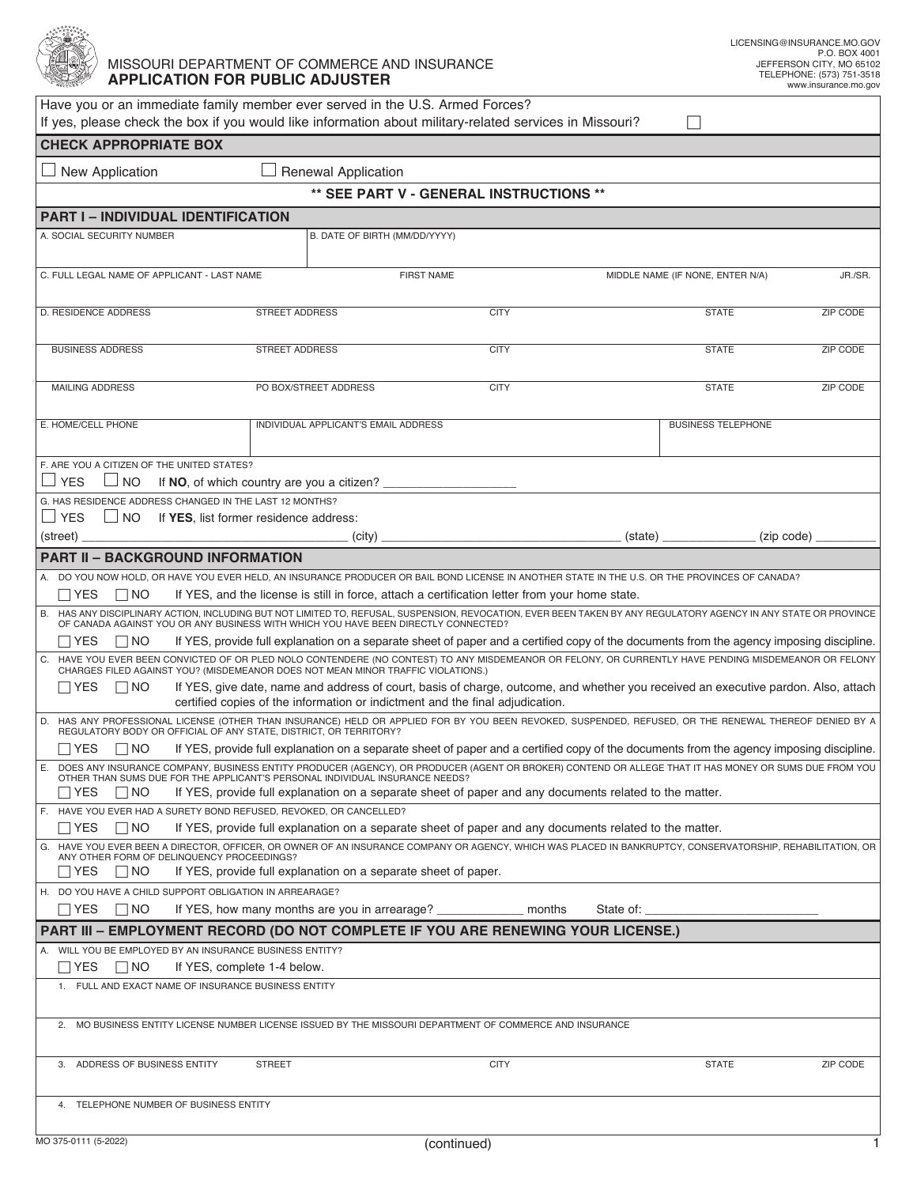LICENSING@INSURANCE.MO.GOV
P.O. BOX 4001
JEFFERSON CITY, MO 65102
TELEPHONE: (573) 751-3518
www.insurance.mo.gov

MISSOURI DEPARTMENT OF COMMERCE AND INSURANCE

# APPLICATION FOR PUBLIC ADJUSTER

Have you or an immediate family member ever served in the U.S. Armed Forces?
If yes, please check the box if you would like information about military-related services in Missouri? ☐

## CHECK APPROPRIATE BOX

☐ New Application ☐ Renewal Application

**\*\* SEE PART V - GENERAL INSTRUCTIONS \*\***

## PART I – INDIVIDUAL IDENTIFICATION

| A. SOCIAL SECURITY NUMBER | B. DATE OF BIRTH (MM/DD/YYYY) | | | |
|---|---|---|---|---|
| | | | | |

| C. FULL LEGAL NAME OF APPLICANT - LAST NAME | FIRST NAME | MIDDLE NAME (IF NONE, ENTER N/A) | JR./SR. |
|---|---|---|---|
| | | | |

| D. RESIDENCE ADDRESS | STREET ADDRESS | CITY | STATE | ZIP CODE |
|---|---|---|---|---|
| BUSINESS ADDRESS | STREET ADDRESS | CITY | STATE | ZIP CODE |
| MAILING ADDRESS | PO BOX/STREET ADDRESS | CITY | STATE | ZIP CODE |

| E. HOME/CELL PHONE | INDIVIDUAL APPLICANT'S EMAIL ADDRESS | BUSINESS TELEPHONE |
|---|---|---|
| | | |

F. ARE YOU A CITIZEN OF THE UNITED STATES?
☐ YES ☐ NO If **NO**, of which country are you a citizen? ____________________

G. HAS RESIDENCE ADDRESS CHANGED IN THE LAST 12 MONTHS?
☐ YES ☐ NO If **YES**, list former residence address:
(street) ______________________ (city) ______________________ (state) ______________ (zip code) _________

## PART II – BACKGROUND INFORMATION

A. DO YOU NOW HOLD, OR HAVE YOU EVER HELD, AN INSURANCE PRODUCER OR BAIL BOND LICENSE IN ANOTHER STATE IN THE U.S. OR THE PROVINCES OF CANADA?
☐ YES ☐ NO If YES, and the license is still in force, attach a certification letter from your home state.

B. HAS ANY DISCIPLINARY ACTION, INCLUDING BUT NOT LIMITED TO, REFUSAL, SUSPENSION, REVOCATION, EVER BEEN TAKEN BY ANY REGULATORY AGENCY IN ANY STATE OR PROVINCE OF CANADA AGAINST YOU OR ANY BUSINESS WITH WHICH YOU HAVE BEEN DIRECTLY CONNECTED?
☐ YES ☐ NO If YES, provide full explanation on a separate sheet of paper and a certified copy of the documents from the agency imposing discipline.

C. HAVE YOU EVER BEEN CONVICTED OF OR PLED NOLO CONTENDERE (NO CONTEST) TO ANY MISDEMEANOR OR FELONY, OR CURRENTLY HAVE PENDING MISDEMEANOR OR FELONY CHARGES FILED AGAINST YOU? (MISDEMEANOR DOES NOT MEAN MINOR TRAFFIC VIOLATIONS.)
☐ YES ☐ NO If YES, give date, name and address of court, basis of charge, outcome, and whether you received an executive pardon. Also, attach certified copies of the information or indictment and the final adjudication.

D. HAS ANY PROFESSIONAL LICENSE (OTHER THAN INSURANCE) HELD OR APPLIED FOR BY YOU BEEN REVOKED, SUSPENDED, REFUSED, OR THE RENEWAL THEREOF DENIED BY A REGULATORY BODY OR OFFICIAL OF ANY STATE, DISTRICT, OR TERRITORY?
☐ YES ☐ NO If YES, provide full explanation on a separate sheet of paper and a certified copy of the documents from the agency imposing discipline.

E. DOES ANY INSURANCE COMPANY, BUSINESS ENTITY PRODUCER (AGENCY), OR PRODUCER (AGENT OR BROKER) CONTEND OR ALLEGE THAT IT HAS MONEY OR SUMS DUE FROM YOU OTHER THAN SUMS DUE FOR THE APPLICANT'S PERSONAL INDIVIDUAL INSURANCE NEEDS?
☐ YES ☐ NO If YES, provide full explanation on a separate sheet of paper and any documents related to the matter.

F. HAVE YOU EVER HAD A SURETY BOND REFUSED, REVOKED, OR CANCELLED?
☐ YES ☐ NO If YES, provide full explanation on a separate sheet of paper and any documents related to the matter.

G. HAVE YOU EVER BEEN A DIRECTOR, OFFICER, OR OWNER OF AN INSURANCE COMPANY OR AGENCY, WHICH WAS PLACED IN BANKRUPTCY, CONSERVATORSHIP, REHABILITATION, OR ANY OTHER FORM OF DELINQUENCY PROCEEDINGS?
☐ YES ☐ NO If YES, provide full explanation on a separate sheet of paper.

H. DO YOU HAVE A CHILD SUPPORT OBLIGATION IN ARREARAGE?
☐ YES ☐ NO If YES, how many months are you in arrearage? ____________ months State of: ________________________

## PART III – EMPLOYMENT RECORD (DO NOT COMPLETE IF YOU ARE RENEWING YOUR LICENSE.)

A. WILL YOU BE EMPLOYED BY AN INSURANCE BUSINESS ENTITY?
☐ YES ☐ NO If YES, complete 1-4 below.

1. FULL AND EXACT NAME OF INSURANCE BUSINESS ENTITY

2. MO BUSINESS ENTITY LICENSE NUMBER LICENSE ISSUED BY THE MISSOURI DEPARTMENT OF COMMERCE AND INSURANCE

| 3. ADDRESS OF BUSINESS ENTITY | STREET | CITY | STATE | ZIP CODE |
|---|---|---|---|---|
| | | | | |

4. TELEPHONE NUMBER OF BUSINESS ENTITY

MO 375-0111 (5-2022)

(continued)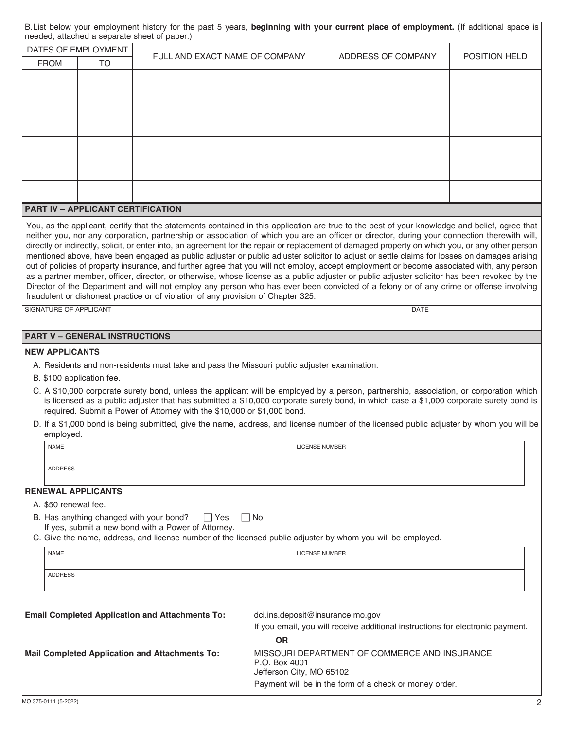B.List below your employment history for the past 5 years, **beginning with your current place of employment.** (If additional space is needed, attached a separate sheet of paper.)

| DATES OF EMPLOYMENT | | FULL AND EXACT NAME OF COMPANY | ADDRESS OF COMPANY | POSITION HELD |
|---|---|---|---|---|
| FROM | TO | | | |
| | | | | |
| | | | | |
| | | | | |
| | | | | |
| | | | | |
| | | | | |

## PART IV – APPLICANT CERTIFICATION

You, as the applicant, certify that the statements contained in this application are true to the best of your knowledge and belief, agree that neither you, nor any corporation, partnership or association of which you are an officer or director, during your connection therewith will, directly or indirectly, solicit, or enter into, an agreement for the repair or replacement of damaged property on which you, or any other person mentioned above, have been engaged as public adjuster or public adjuster solicitor to adjust or settle claims for losses on damages arising out of policies of property insurance, and further agree that you will not employ, accept employment or become associated with, any person as a partner member, officer, director, or otherwise, whose license as a public adjuster or public adjuster solicitor has been revoked by the Director of the Department and will not employ any person who has ever been convicted of a felony or of any crime or offense involving fraudulent or dishonest practice or of violation of any provision of Chapter 325.

| SIGNATURE OF APPLICANT | DATE |
|---|---|
| | |

## PART V – GENERAL INSTRUCTIONS

### NEW APPLICANTS

A. Residents and non-residents must take and pass the Missouri public adjuster examination.

B. $100 application fee.

C. A $10,000 corporate surety bond, unless the applicant will be employed by a person, partnership, association, or corporation which is licensed as a public adjuster that has submitted a $10,000 corporate surety bond, in which case a $1,000 corporate surety bond is required. Submit a Power of Attorney with the $10,000 or $1,000 bond.

D. If a $1,000 bond is being submitted, give the name, address, and license number of the licensed public adjuster by whom you will be employed.

| NAME | LICENSE NUMBER |
|---|---|
| ADDRESS | |

### RENEWAL APPLICANTS

A. $50 renewal fee.

B. Has anything changed with your bond? ☐ Yes ☐ No
If yes, submit a new bond with a Power of Attorney.

C. Give the name, address, and license number of the licensed public adjuster by whom you will be employed.

| NAME | LICENSE NUMBER |
|---|---|
| ADDRESS | |

**Email Completed Application and Attachments To:** dci.ins.deposit@insurance.mo.gov
If you email, you will receive additional instructions for electronic payment.

**OR**

**Mail Completed Application and Attachments To:** MISSOURI DEPARTMENT OF COMMERCE AND INSURANCE
P.O. Box 4001
Jefferson City, MO 65102
Payment will be in the form of a check or money order.

MO 375-0111 (5-2022)